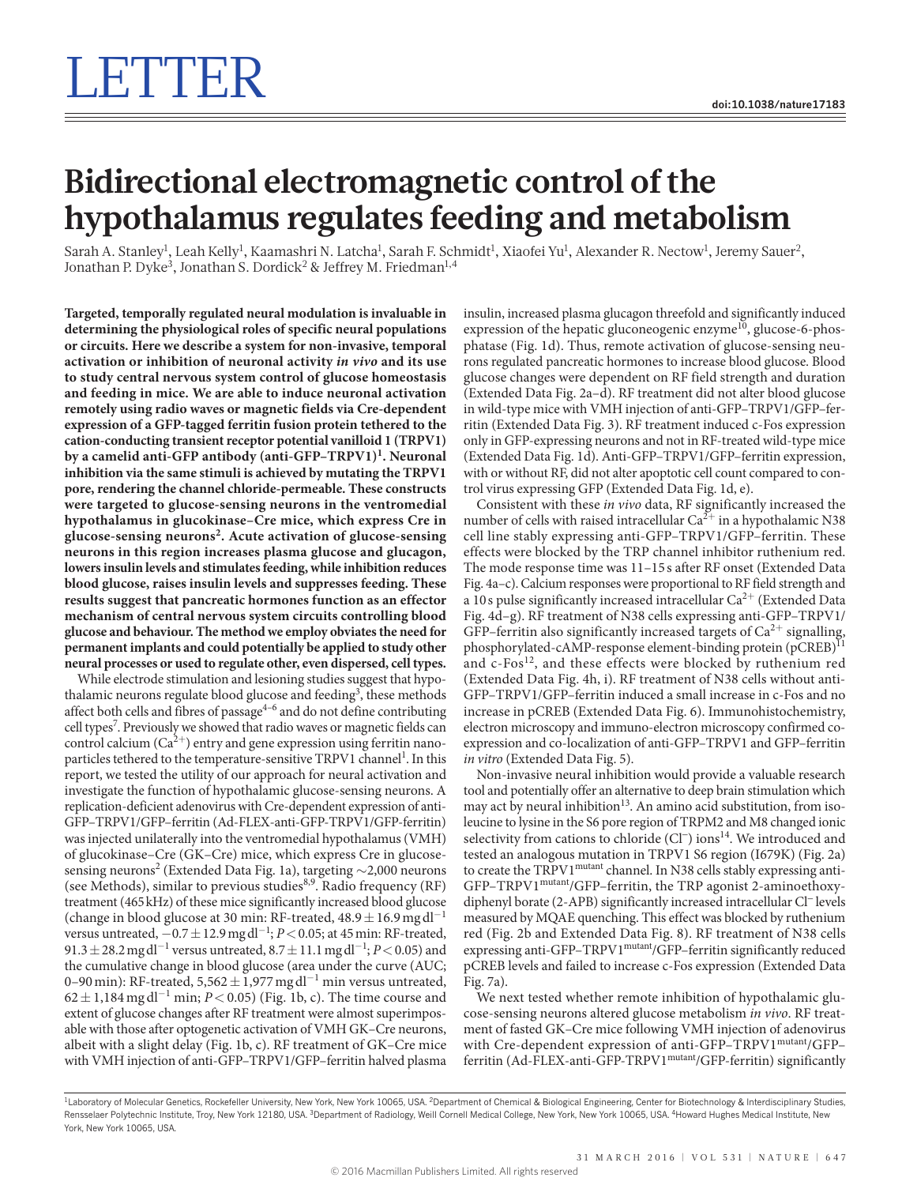# LETTER

doi:10.1038/nature17183

# Bidirectional electromagnetic control of the hypothalamus regulates feeding and metabolism

Sarah A. Stanley[1], Leah Kelly[1], Kaamashri N. Latcha[1], Sarah F. Schmidt[1], Xiaofei Yu[1], Alexander R. Nectow[1], Jeremy Sauer[2], Jonathan P. Dyke[3], Jonathan S. Dordick[2] & Jeffrey M. Friedman[1,4]

**Targeted, temporally regulated neural modulation is invaluable in determining the physiological roles of specific neural populations or circuits. Here we describe a system for non-invasive, temporal activation or inhibition of neuronal activity *in vivo* and its use to study central nervous system control of glucose homeostasis and feeding in mice. We are able to induce neuronal activation remotely using radio waves or magnetic fields via Cre-dependent expression of a GFP-tagged ferritin fusion protein tethered to the cation-conducting transient receptor potential vanilloid 1 (TRPV1) by a camelid anti-GFP antibody (anti-GFP–TRPV1)[1]. Neuronal inhibition via the same stimuli is achieved by mutating the TRPV1 pore, rendering the channel chloride-permeable. These constructs were targeted to glucose-sensing neurons in the ventromedial hypothalamus in glucokinase–Cre mice, which express Cre in glucose-sensing neurons[2]. Acute activation of glucose-sensing neurons in this region increases plasma glucose and glucagon, lowers insulin levels and stimulates feeding, while inhibition reduces blood glucose, raises insulin levels and suppresses feeding. These results suggest that pancreatic hormones function as an effector mechanism of central nervous system circuits controlling blood glucose and behaviour. The method we employ obviates the need for permanent implants and could potentially be applied to study other neural processes or used to regulate other, even dispersed, cell types.**

While electrode stimulation and lesioning studies suggest that hypothalamic neurons regulate blood glucose and feeding[3], these methods affect both cells and fibres of passage[4–6] and do not define contributing cell types[7]. Previously we showed that radio waves or magnetic fields can control calcium ($Ca^{2+}$) entry and gene expression using ferritin nanoparticles tethered to the temperature-sensitive TRPV1 channel[1]. In this report, we tested the utility of our approach for neural activation and investigate the function of hypothalamic glucose-sensing neurons. A replication-deficient adenovirus with Cre-dependent expression of anti-GFP–TRPV1/GFP–ferritin (Ad-FLEX-anti-GFP-TRPV1/GFP-ferritin) was injected unilaterally into the ventromedial hypothalamus (VMH) of glucokinase–Cre (GK–Cre) mice, which express Cre in glucose-sensing neurons[2] (Extended Data Fig. 1a), targeting ~2,000 neurons (see Methods), similar to previous studies[8,9]. Radio frequency (RF) treatment (465 kHz) of these mice significantly increased blood glucose (change in blood glucose at 30 min: RF-treated, $48.9 \pm 16.9$ mg dl$^{-1}$ versus untreated, $-0.7 \pm 12.9$ mg dl$^{-1}$; $P < 0.05$; at 45 min: RF-treated, $91.3 \pm 28.2$ mg dl$^{-1}$ versus untreated, $8.7 \pm 11.1$ mg dl$^{-1}$; $P < 0.05$) and the cumulative change in blood glucose (area under the curve (AUC; 0–90 min): RF-treated, $5{,}562 \pm 1{,}977$ mg dl$^{-1}$ min versus untreated, $62 \pm 1{,}184$ mg dl$^{-1}$ min; $P < 0.05$) (Fig. 1b, c). The time course and extent of glucose changes after RF treatment were almost superimposable with those after optogenetic activation of VMH GK–Cre neurons, albeit with a slight delay (Fig. 1b, c). RF treatment of GK–Cre mice with VMH injection of anti-GFP–TRPV1/GFP–ferritin halved plasma insulin, increased plasma glucagon threefold and significantly induced expression of the hepatic gluconeogenic enzyme[10], glucose-6-phosphatase (Fig. 1d). Thus, remote activation of glucose-sensing neurons regulated pancreatic hormones to increase blood glucose. Blood glucose changes were dependent on RF field strength and duration (Extended Data Fig. 2a–d). RF treatment did not alter blood glucose in wild-type mice with VMH injection of anti-GFP–TRPV1/GFP–ferritin (Extended Data Fig. 3). RF treatment induced c-Fos expression only in GFP-expressing neurons and not in RF-treated wild-type mice (Extended Data Fig. 1d). Anti-GFP–TRPV1/GFP–ferritin expression, with or without RF, did not alter apoptotic cell count compared to control virus expressing GFP (Extended Data Fig. 1d, e).

Consistent with these *in vivo* data, RF significantly increased the number of cells with raised intracellular $Ca^{2+}$ in a hypothalamic N38 cell line stably expressing anti-GFP–TRPV1/GFP–ferritin. These effects were blocked by the TRP channel inhibitor ruthenium red. The mode response time was 11–15 s after RF onset (Extended Data Fig. 4a–c). Calcium responses were proportional to RF field strength and a 10 s pulse significantly increased intracellular $Ca^{2+}$ (Extended Data Fig. 4d–g). RF treatment of N38 cells expressing anti-GFP–TRPV1/GFP–ferritin also significantly increased targets of $Ca^{2+}$ signalling, phosphorylated-cAMP-response element-binding protein (pCREB)[11] and c-Fos[12], and these effects were blocked by ruthenium red (Extended Data Fig. 4h, i). RF treatment of N38 cells without anti-GFP–TRPV1/GFP–ferritin induced a small increase in c-Fos and no increase in pCREB (Extended Data Fig. 6). Immunohistochemistry, electron microscopy and immuno-electron microscopy confirmed co-expression and co-localization of anti-GFP–TRPV1 and GFP–ferritin *in vitro* (Extended Data Fig. 5).

Non-invasive neural inhibition would provide a valuable research tool and potentially offer an alternative to deep brain stimulation which may act by neural inhibition[13]. An amino acid substitution, from isoleucine to lysine in the S6 pore region of TRPM2 and M8 changed ionic selectivity from cations to chloride ($Cl^{-}$) ions[14]. We introduced and tested an analogous mutation in TRPV1 S6 region (I679K) (Fig. 2a) to create the TRPV1$^{mutant}$ channel. In N38 cells stably expressing anti-GFP–TRPV1$^{mutant}$/GFP–ferritin, the TRP agonist 2-aminoethoxydiphenyl borate (2-APB) significantly increased intracellular $Cl^{-}$ levels measured by MQAE quenching. This effect was blocked by ruthenium red (Fig. 2b and Extended Data Fig. 8). RF treatment of N38 cells expressing anti-GFP–TRPV1$^{mutant}$/GFP–ferritin significantly reduced pCREB levels and failed to increase c-Fos expression (Extended Data Fig. 7a).

We next tested whether remote inhibition of hypothalamic glucose-sensing neurons altered glucose metabolism *in vivo*. RF treatment of fasted GK–Cre mice following VMH injection of adenovirus with Cre-dependent expression of anti-GFP–TRPV1$^{mutant}$/GFP–ferritin (Ad-FLEX-anti-GFP-TRPV1$^{mutant}$/GFP-ferritin) significantly

[1]Laboratory of Molecular Genetics, Rockefeller University, New York, New York 10065, USA. [2]Department of Chemical & Biological Engineering, Center for Biotechnology & Interdisciplinary Studies, Rensselaer Polytechnic Institute, Troy, New York 12180, USA. [3]Department of Radiology, Weill Cornell Medical College, New York, New York 10065, USA. [4]Howard Hughes Medical Institute, New York, New York 10065, USA.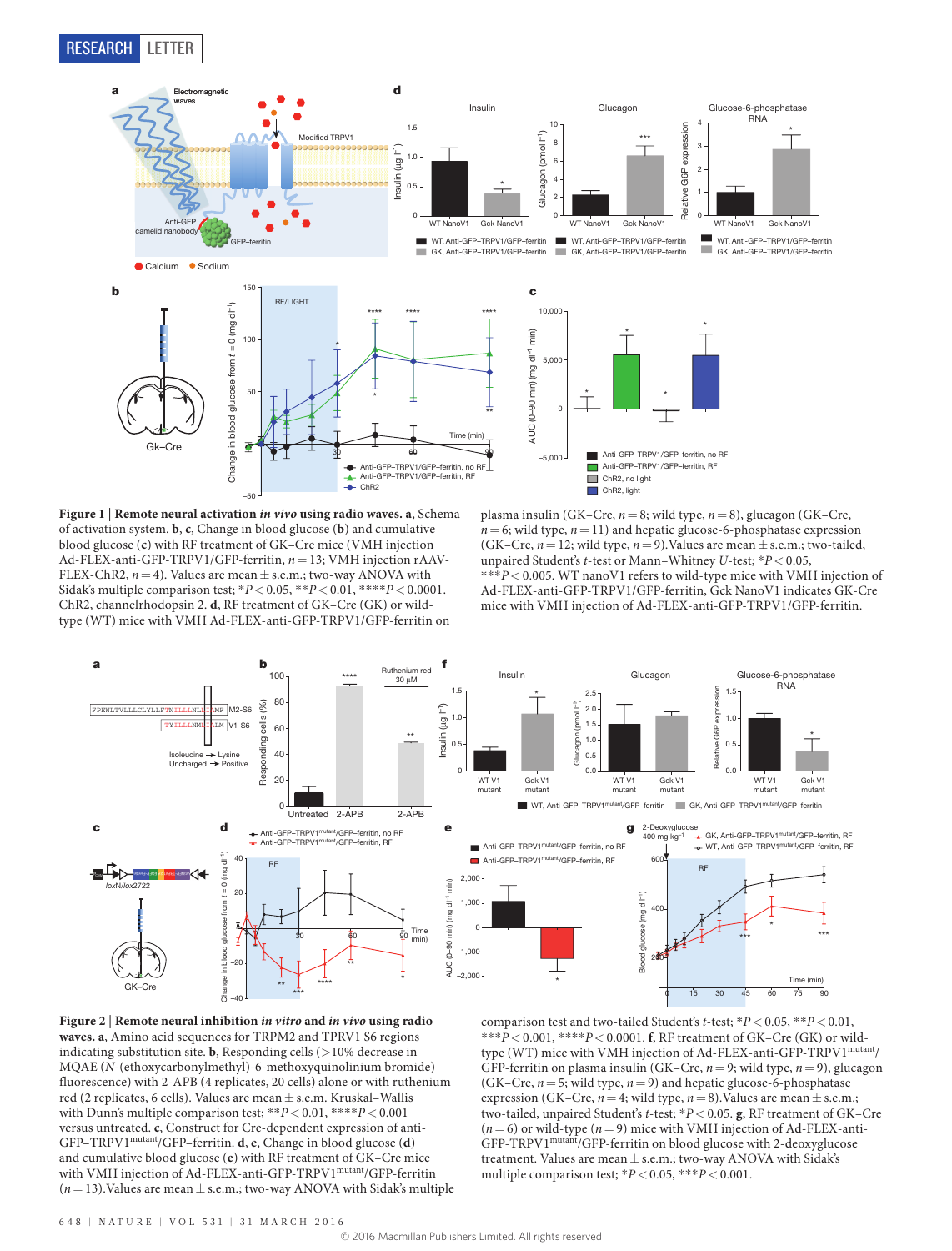**Figure 1 | Remote neural activation *in vivo* using radio waves. a**, Schema of activation system. **b**, **c**, Change in blood glucose (**b**) and cumulative blood glucose (**c**) with RF treatment of GK–Cre mice (VMH injection Ad-FLEX-anti-GFP-TRPV1/GFP-ferritin, $n = 13$; VMH injection rAAV-FLEX-ChR2, $n = 4$). Values are mean ± s.e.m.; two-way ANOVA with Sidak's multiple comparison test; $*P < 0.05$, $**P < 0.01$, $****P < 0.0001$. ChR2, channelrhodopsin 2. **d**, RF treatment of GK–Cre (GK) or wild-type (WT) mice with VMH Ad-FLEX-anti-GFP-TRPV1/GFP-ferritin on plasma insulin (GK–Cre, $n = 8$; wild type, $n = 8$), glucagon (GK–Cre, $n = 6$; wild type, $n = 11$) and hepatic glucose-6-phosphatase expression (GK–Cre, $n = 12$; wild type, $n = 9$). Values are mean ± s.e.m.; two-tailed, unpaired Student's $t$-test or Mann–Whitney $U$-test; $*P < 0.05$, $***P < 0.005$. WT nanoV1 refers to wild-type mice with VMH injection of Ad-FLEX-anti-GFP-TRPV1/GFP-ferritin, Gck NanoV1 indicates GK-Cre mice with VMH injection of Ad-FLEX-anti-GFP-TRPV1/GFP-ferritin.

**Figure 2 | Remote neural inhibition *in vitro* and *in vivo* using radio waves. a**, Amino acid sequences for TRPM2 and TPRV1 S6 regions indicating substitution site. **b**, Responding cells (>10% decrease in MQAE ($N$-(ethoxycarbonylmethyl)-6-methoxyquinolinium bromide) fluorescence) with 2-APB (4 replicates, 20 cells) alone or with ruthenium red (2 replicates, 6 cells). Values are mean ± s.e.m. Kruskal–Wallis with Dunn's multiple comparison test; $**P < 0.01$, $****P < 0.001$ versus untreated. **c**, Construct for Cre-dependent expression of anti-GFP–TRPV1[mutant]/GFP–ferritin. **d**, **e**, Change in blood glucose (**d**) and cumulative blood glucose (**e**) with RF treatment of GK–Cre mice with VMH injection of Ad-FLEX-anti-GFP-TRPV1[mutant]/GFP-ferritin ($n = 13$). Values are mean ± s.e.m.; two-way ANOVA with Sidak's multiple comparison test and two-tailed Student's $t$-test; $*P < 0.05$, $**P < 0.01$, $***P < 0.001$, $****P < 0.0001$. **f**, RF treatment of GK–Cre (GK) or wild-type (WT) mice with VMH injection of Ad-FLEX-anti-GFP-TRPV1[mutant]/GFP-ferritin on plasma insulin (GK–Cre, $n = 9$; wild type, $n = 9$), glucagon (GK–Cre, $n = 5$; wild type, $n = 9$) and hepatic glucose-6-phosphatase expression (GK–Cre, $n = 4$; wild type, $n = 8$). Values are mean ± s.e.m.; two-tailed, unpaired Student's $t$-test; $*P < 0.05$. **g**, RF treatment of GK–Cre ($n = 6$) or wild-type ($n = 9$) mice with VMH injection of Ad-FLEX-anti-GFP-TRPV1[mutant]/GFP-ferritin on blood glucose with 2-deoxyglucose treatment. Values are mean ± s.e.m.; two-way ANOVA with Sidak's multiple comparison test; $*P < 0.05$, $***P < 0.001$.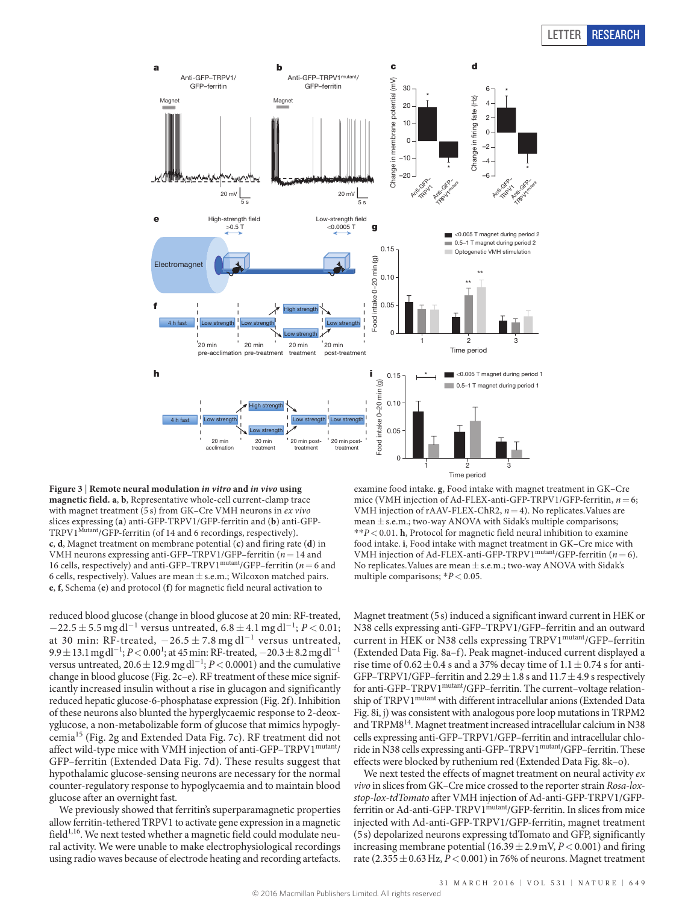**Figure 3 | Remote neural modulation *in vitro* and *in vivo* using magnetic field. a, b,** Representative whole-cell current-clamp trace with magnet treatment (5 s) from GK–Cre VMH neurons in *ex vivo* slices expressing (**a**) anti-GFP-TRPV1/GFP-ferritin and (**b**) anti-GFP-TRPV1$^{Mutant}$/GFP-ferritin (of 14 and 6 recordings, respectively). **c, d,** Magnet treatment on membrane potential (**c**) and firing rate (**d**) in VMH neurons expressing anti-GFP–TRPV1/GFP–ferritin ($n = 14$ and 16 cells, respectively) and anti-GFP–TRPV1$^{mutant}$/GFP–ferritin ($n = 6$ and 6 cells, respectively). Values are mean ± s.e.m.; Wilcoxon matched pairs. **e, f,** Schema (**e**) and protocol (**f**) for magnetic field neural activation to examine food intake. **g,** Food intake with magnet treatment in GK–Cre mice (VMH injection of Ad-FLEX-anti-GFP-TRPV1/GFP-ferritin, $n = 6$; VMH injection of rAAV-FLEX-ChR2, $n = 4$). No replicates. Values are mean ± s.e.m.; two-way ANOVA with Sidak's multiple comparisons; $^{**}P < 0.01$. **h,** Protocol for magnetic field neural inhibition to examine food intake. **i,** Food intake with magnet treatment in GK–Cre mice with VMH injection of Ad-FLEX-anti-GFP-TRPV1$^{mutant}$/GFP-ferritin ($n = 6$). No replicates. Values are mean ± s.e.m.; two-way ANOVA with Sidak's multiple comparisons; $^{*}P < 0.05$.

reduced blood glucose (change in blood glucose at 20 min: RF-treated, $-22.5 \pm 5.5$ mg dl$^{-1}$ versus untreated, $6.8 \pm 4.1$ mg dl$^{-1}$; $P < 0.01$; at 30 min: RF-treated, $-26.5 \pm 7.8$ mg dl$^{-1}$ versus untreated, $9.9 \pm 13.1$ mg dl$^{-1}$; $P < 0.00$[1]; at 45 min: RF-treated, $-20.3 \pm 8.2$ mg dl$^{-1}$ versus untreated, $20.6 \pm 12.9$ mg dl$^{-1}$; $P < 0.0001$) and the cumulative change in blood glucose (Fig. 2c–e). RF treatment of these mice significantly increased insulin without a rise in glucagon and significantly reduced hepatic glucose-6-phosphatase expression (Fig. 2f). Inhibition of these neurons also blunted the hyperglycaemic response to 2-deoxyglucose, a non-metabolizable form of glucose that mimics hypoglycemia[15] (Fig. 2g and Extended Data Fig. 7c). RF treatment did not affect wild-type mice with VMH injection of anti-GFP-TRPV1$^{mutant}$/GFP-ferritin (Extended Data Fig. 7d). These results suggest that hypothalamic glucose-sensing neurons are necessary for the normal counter-regulatory response to hypoglycaemia and to maintain blood glucose after an overnight fast.

We previously showed that ferritin's superparamagnetic properties allow ferritin-tethered TRPV1 to activate gene expression in a magnetic field[1,16]. We next tested whether a magnetic field could modulate neural activity. We were unable to make electrophysiological recordings using radio waves because of electrode heating and recording artefacts. Magnet treatment (5 s) induced a significant inward current in HEK or N38 cells expressing anti-GFP–TRPV1/GFP–ferritin and an outward current in HEK or N38 cells expressing TRPV1$^{mutant}$/GFP–ferritin (Extended Data Fig. 8a–f). Peak magnet-induced current displayed a rise time of $0.62 \pm 0.4$ s and a 37% decay time of $1.1 \pm 0.74$ s for anti-GFP–TRPV1/GFP–ferritin and $2.29 \pm 1.8$ s and $11.7 \pm 4.9$ s respectively for anti-GFP–TRPV1$^{mutant}$/GFP–ferritin. The current–voltage relationship of TRPV1$^{mutant}$ with different intracellular anions (Extended Data Fig. 8i, j) was consistent with analogous pore loop mutations in TRPM2 and TRPM8[14]. Magnet treatment increased intracellular calcium in N38 cells expressing anti-GFP–TRPV1/GFP–ferritin and intracellular chloride in N38 cells expressing anti-GFP–TRPV1$^{mutant}$/GFP–ferritin. These effects were blocked by ruthenium red (Extended Data Fig. 8k–o).

We next tested the effects of magnet treatment on neural activity *ex vivo* in slices from GK–Cre mice crossed to the reporter strain *Rosa-lox-stop-lox-tdTomato* after VMH injection of Ad-anti-GFP-TRPV1/GFP-ferritin or Ad-anti-GFP-TRPV1$^{mutant}$/GFP-ferritin. In slices from mice injected with Ad-anti-GFP-TRPV1/GFP-ferritin, magnet treatment (5 s) depolarized neurons expressing tdTomato and GFP, significantly increasing membrane potential ($16.39 \pm 2.9$ mV, $P < 0.001$) and firing rate ($2.355 \pm 0.63$ Hz, $P < 0.001$) in 76% of neurons. Magnet treatment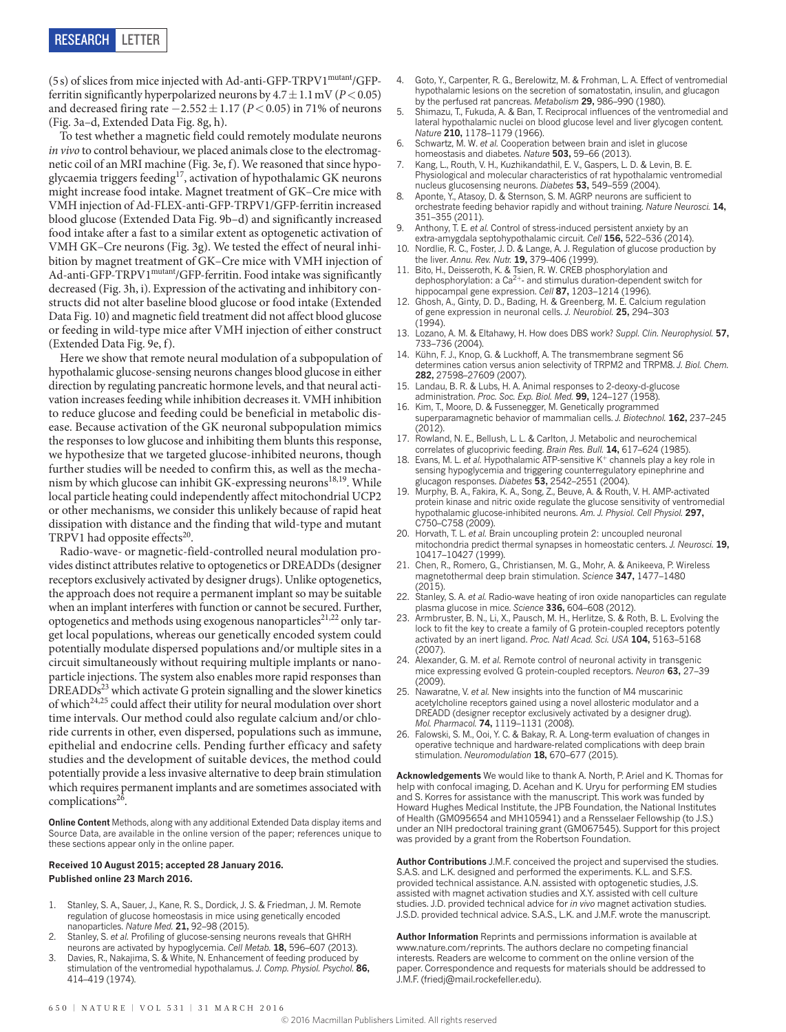(5 s) of slices from mice injected with Ad-anti-GFP-TRPV1$^{mutant}$/GFP-ferritin significantly hyperpolarized neurons by $4.7 \pm 1.1$ mV ($P < 0.05$) and decreased firing rate $-2.552 \pm 1.17$ ($P < 0.05$) in 71% of neurons (Fig. 3a–d, Extended Data Fig. 8g, h).

To test whether a magnetic field could remotely modulate neurons *in vivo* to control behaviour, we placed animals close to the electromagnetic coil of an MRI machine (Fig. 3e, f). We reasoned that since hypoglycaemia triggers feeding[17], activation of hypothalamic GK neurons might increase food intake. Magnet treatment of GK–Cre mice with VMH injection of Ad-FLEX-anti-GFP-TRPV1/GFP-ferritin increased blood glucose (Extended Data Fig. 9b–d) and significantly increased food intake after a fast to a similar extent as optogenetic activation of VMH GK–Cre neurons (Fig. 3g). We tested the effect of neural inhibition by magnet treatment of GK–Cre mice with VMH injection of Ad-anti-GFP-TRPV1$^{mutant}$/GFP-ferritin. Food intake was significantly decreased (Fig. 3h, i). Expression of the activating and inhibitory constructs did not alter baseline blood glucose or food intake (Extended Data Fig. 10) and magnetic field treatment did not affect blood glucose or feeding in wild-type mice after VMH injection of either construct (Extended Data Fig. 9e, f).

Here we show that remote neural modulation of a subpopulation of hypothalamic glucose-sensing neurons changes blood glucose in either direction by regulating pancreatic hormone levels, and that neural activation increases feeding while inhibition decreases it. VMH inhibition to reduce glucose and feeding could be beneficial in metabolic disease. Because activation of the GK neuronal subpopulation mimics the responses to low glucose and inhibiting them blunts this response, we hypothesize that we targeted glucose-inhibited neurons, though further studies will be needed to confirm this, as well as the mechanism by which glucose can inhibit GK-expressing neurons[18,19]. While local particle heating could independently affect mitochondrial UCP2 or other mechanisms, we consider this unlikely because of rapid heat dissipation with distance and the finding that wild-type and mutant TRPV1 had opposite effects[20].

Radio-wave- or magnetic-field-controlled neural modulation provides distinct attributes relative to optogenetics or DREADDs (designer receptors exclusively activated by designer drugs). Unlike optogenetics, the approach does not require a permanent implant so may be suitable when an implant interferes with function or cannot be secured. Further, optogenetics and methods using exogenous nanoparticles[21,22] only target local populations, whereas our genetically encoded system could potentially modulate dispersed populations and/or multiple sites in a circuit simultaneously without requiring multiple implants or nanoparticle injections. The system also enables more rapid responses than DREADDs[23] which activate G protein signalling and the slower kinetics of which[24,25] could affect their utility for neural modulation over short time intervals. Our method could also regulate calcium and/or chloride currents in other, even dispersed, populations such as immune, epithelial and endocrine cells. Pending further efficacy and safety studies and the development of suitable devices, the method could potentially provide a less invasive alternative to deep brain stimulation which requires permanent implants and are sometimes associated with complications[26].

**Online Content** Methods, along with any additional Extended Data display items and Source Data, are available in the online version of the paper; references unique to these sections appear only in the online paper.

**Received 10 August 2015; accepted 28 January 2016.**
**Published online 23 March 2016.**

1. Stanley, S. A., Sauer, J., Kane, R. S., Dordick, J. S. & Friedman, J. M. Remote regulation of glucose homeostasis in mice using genetically encoded nanoparticles. *Nature Med.* **21,** 92–98 (2015).
2. Stanley, S. *et al.* Profiling of glucose-sensing neurons reveals that GHRH neurons are activated by hypoglycemia. *Cell Metab.* **18,** 596–607 (2013).
3. Davies, R., Nakajima, S. & White, N. Enhancement of feeding produced by stimulation of the ventromedial hypothalamus. *J. Comp. Physiol. Psychol.* **86,** 414–419 (1974).
4. Goto, Y., Carpenter, R. G., Berelowitz, M. & Frohman, L. A. Effect of ventromedial hypothalamic lesions on the secretion of somatostatin, insulin, and glucagon by the perfused rat pancreas. *Metabolism* **29,** 986–990 (1980).
5. Shimazu, T., Fukuda, A. & Ban, T. Reciprocal influences of the ventromedial and lateral hypothalamic nuclei on blood glucose level and liver glycogen content. *Nature* **210,** 1178–1179 (1966).
6. Schwartz, M. W. *et al.* Cooperation between brain and islet in glucose homeostasis and diabetes. *Nature* **503,** 59–66 (2013).
7. Kang, L., Routh, V. H., Kuzhikandathil, E. V., Gaspers, L. D. & Levin, B. E. Physiological and molecular characteristics of rat hypothalamic ventromedial nucleus glucosensing neurons. *Diabetes* **53,** 549–559 (2004).
8. Aponte, Y., Atasoy, D. & Sternson, S. M. AGRP neurons are sufficient to orchestrate feeding behavior rapidly and without training. *Nature Neurosci.* **14,** 351–355 (2011).
9. Anthony, T. E. *et al.* Control of stress-induced persistent anxiety by an extra-amygdala septohypothalamic circuit. *Cell* **156,** 522–536 (2014).
10. Nordlie, R. C., Foster, J. D. & Lange, A. J. Regulation of glucose production by the liver. *Annu. Rev. Nutr.* **19,** 379–406 (1999).
11. Bito, H., Deisseroth, K. & Tsien, R. W. CREB phosphorylation and dephosphorylation: a $Ca^{2+}$- and stimulus duration-dependent switch for hippocampal gene expression. *Cell* **87,** 1203–1214 (1996).
12. Ghosh, A., Ginty, D. D., Bading, H. & Greenberg, M. E. Calcium regulation of gene expression in neuronal cells. *J. Neurobiol.* **25,** 294–303 (1994).
13. Lozano, A. M. & Eltahawy, H. How does DBS work? *Suppl. Clin. Neurophysiol.* **57,** 733–736 (2004).
14. Kühn, F. J., Knop, G. & Luckhoff, A. The transmembrane segment S6 determines cation versus anion selectivity of TRPM2 and TRPM8. *J. Biol. Chem.* **282,** 27598–27609 (2007).
15. Landau, B. R. & Lubs, H. A. Animal responses to 2-deoxy-d-glucose administration. *Proc. Soc. Exp. Biol. Med.* **99,** 124–127 (1958).
16. Kim, T., Moore, D. & Fussenegger, M. Genetically programmed superparamagnetic behavior of mammalian cells. *J. Biotechnol.* **162,** 237–245 (2012).
17. Rowland, N. E., Bellush, L. L. & Carlton, J. Metabolic and neurochemical correlates of glucoprivic feeding. *Brain Res. Bull.* **14,** 617–624 (1985).
18. Evans, M. L. *et al.* Hypothalamic ATP-sensitive $K^+$ channels play a key role in sensing hypoglycemia and triggering counterregulatory epinephrine and glucagon responses. *Diabetes* **53,** 2542–2551 (2004).
19. Murphy, B. A., Fakira, K. A., Song, Z., Beuve, A. & Routh, V. H. AMP-activated protein kinase and nitric oxide regulate the glucose sensitivity of ventromedial hypothalamic glucose-inhibited neurons. *Am. J. Physiol. Cell Physiol.* **297,** C750–C758 (2009).
20. Horvath, T. L. *et al.* Brain uncoupling protein 2: uncoupled neuronal mitochondria predict thermal synapses in homeostatic centers. *J. Neurosci.* **19,** 10417–10427 (1999).
21. Chen, R., Romero, G., Christiansen, M. G., Mohr, A. & Anikeeva, P. Wireless magnetothermal deep brain stimulation. *Science* **347,** 1477–1480 (2015).
22. Stanley, S. A. *et al.* Radio-wave heating of iron oxide nanoparticles can regulate plasma glucose in mice. *Science* **336,** 604–608 (2012).
23. Armbruster, B. N., Li, X., Pausch, M. H., Herlitze, S. & Roth, B. L. Evolving the lock to fit the key to create a family of G protein-coupled receptors potently activated by an inert ligand. *Proc. Natl Acad. Sci. USA* **104,** 5163–5168 (2007).
24. Alexander, G. M. *et al.* Remote control of neuronal activity in transgenic mice expressing evolved G protein-coupled receptors. *Neuron* **63,** 27–39 (2009).
25. Nawaratne, V. *et al.* New insights into the function of M4 muscarinic acetylcholine receptors gained using a novel allosteric modulator and a DREADD (designer receptor exclusively activated by a designer drug). *Mol. Pharmacol.* **74,** 1119–1131 (2008).
26. Falowski, S. M., Ooi, Y. C. & Bakay, R. A. Long-term evaluation of changes in operative technique and hardware-related complications with deep brain stimulation. *Neuromodulation* **18,** 670–677 (2015).

**Acknowledgements** We would like to thank A. North, P. Ariel and K. Thomas for help with confocal imaging, D. Acehan and K. Uryu for performing EM studies and S. Korres for assistance with the manuscript. This work was funded by Howard Hughes Medical Institute, the JPB Foundation, the National Institutes of Health (GM095654 and MH105941) and a Rensselaer Fellowship (to J.S.) under an NIH predoctoral training grant (GM067545). Support for this project was provided by a grant from the Robertson Foundation.

**Author Contributions** J.M.F. conceived the project and supervised the studies. S.A.S. and L.K. designed and performed the experiments. K.L. and S.F.S. provided technical assistance. A.N. assisted with optogenetic studies, J.S. assisted with magnet activation studies and X.Y. assisted with cell culture studies. J.D. provided technical advice for *in vivo* magnet activation studies. J.S.D. provided technical advice. S.A.S., L.K. and J.M.F. wrote the manuscript.

**Author Information** Reprints and permissions information is available at www.nature.com/reprints. The authors declare no competing financial interests. Readers are welcome to comment on the online version of the paper. Correspondence and requests for materials should be addressed to J.M.F. (friedj@mail.rockefeller.edu).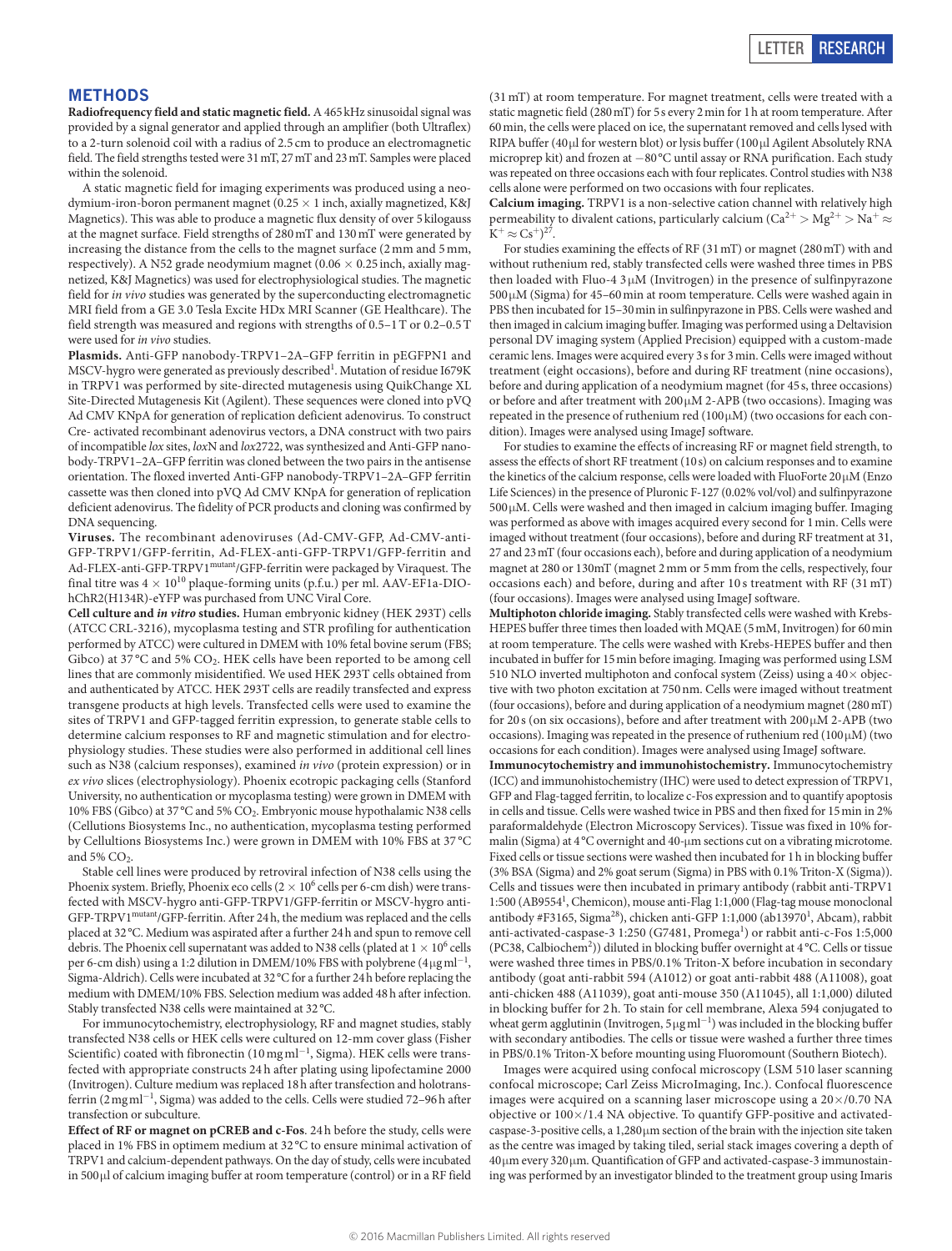## METHODS

**Radiofrequency field and static magnetic field.** A 465 kHz sinusoidal signal was provided by a signal generator and applied through an amplifier (both Ultraflex) to a 2-turn solenoid coil with a radius of 2.5 cm to produce an electromagnetic field. The field strengths tested were 31 mT, 27 mT and 23 mT. Samples were placed within the solenoid.

A static magnetic field for imaging experiments was produced using a neodymium-iron-boron permanent magnet ($0.25 \times 1$ inch, axially magnetized, K&J Magnetics). This was able to produce a magnetic flux density of over 5 kilogauss at the magnet surface. Field strengths of 280 mT and 130 mT were generated by increasing the distance from the cells to the magnet surface (2 mm and 5 mm, respectively). A N52 grade neodymium magnet ($0.06 \times 0.25$ inch, axially magnetized, K&J Magnetics) was used for electrophysiological studies. The magnetic field for *in vivo* studies was generated by the superconducting electromagnetic MRI field from a GE 3.0 Tesla Excite HDx MRI Scanner (GE Healthcare). The field strength was measured and regions with strengths of 0.5–1 T or 0.2–0.5 T were used for *in vivo* studies.

**Plasmids.** Anti-GFP nanobody-TRPV1–2A–GFP ferritin in pEGFPN1 and MSCV-hygro were generated as previously described[1]. Mutation of residue I679K in TRPV1 was performed by site-directed mutagenesis using QuikChange XL Site-Directed Mutagenesis Kit (Agilent). These sequences were cloned into pVQ Ad CMV KNpA for generation of replication deficient adenovirus. To construct Cre- activated recombinant adenovirus vectors, a DNA construct with two pairs of incompatible *lox* sites, *lox*N and *lox*2722, was synthesized and Anti-GFP nanobody-TRPV1–2A–GFP ferritin was cloned between the two pairs in the antisense orientation. The floxed inverted Anti-GFP nanobody-TRPV1–2A–GFP ferritin cassette was then cloned into pVQ Ad CMV KNpA for generation of replication deficient adenovirus. The fidelity of PCR products and cloning was confirmed by DNA sequencing.

**Viruses.** The recombinant adenoviruses (Ad-CMV-GFP, Ad-CMV-anti-GFP-TRPV1/GFP-ferritin, Ad-FLEX-anti-GFP-TRPV1/GFP-ferritin and Ad-FLEX-anti-GFP-TRPV1$^{mutant}$/GFP-ferritin were packaged by Viraquest. The final titre was $4 \times 10^{10}$ plaque-forming units (p.f.u.) per ml. AAV-EF1a-DIO-hChR2(H134R)-eYFP was purchased from UNC Viral Core.

**Cell culture and *in vitro* studies.** Human embryonic kidney (HEK 293T) cells (ATCC CRL-3216), mycoplasma testing and STR profiling for authentication performed by ATCC) were cultured in DMEM with 10% fetal bovine serum (FBS; Gibco) at 37 °C and 5% $CO_2$. HEK cells have been reported to be among cell lines that are commonly misidentified. We used HEK 293T cells obtained from and authenticated by ATCC. HEK 293T cells are readily transfected and express transgene products at high levels. Transfected cells were used to examine the sites of TRPV1 and GFP-tagged ferritin expression, to generate stable cells to determine calcium responses to RF and magnetic stimulation and for electrophysiology studies. These studies were also performed in additional cell lines such as N38 (calcium responses), examined *in vivo* (protein expression) or in *ex vivo* slices (electrophysiology). Phoenix ecotropic packaging cells (Stanford University, no authentication or mycoplasma testing) were grown in DMEM with 10% FBS (Gibco) at 37 °C and 5% $CO_2$. Embryonic mouse hypothalamic N38 cells (Cellutions Biosystems Inc., no authentication, mycoplasma testing performed by Cellutions Biosystems Inc.) were grown in DMEM with 10% FBS at 37 °C and 5% $CO_2$.

Stable cell lines were produced by retroviral infection of N38 cells using the Phoenix system. Briefly, Phoenix eco cells ($2 \times 10^6$ cells per 6-cm dish) were transfected with MSCV-hygro anti-GFP-TRPV1/GFP-ferritin or MSCV-hygro anti-GFP-TRPV1$^{mutant}$/GFP-ferritin. After 24 h, the medium was replaced and the cells placed at 32 °C. Medium was aspirated after a further 24 h and spun to remove cell debris. The Phoenix cell supernatant was added to N38 cells (plated at $1 \times 10^6$ cells per 6-cm dish) using a 1:2 dilution in DMEM/10% FBS with polybrene (4 μg ml$^{-1}$, Sigma-Aldrich). Cells were incubated at 32 °C for a further 24 h before replacing the medium with DMEM/10% FBS. Selection medium was added 48 h after infection. Stably transfected N38 cells were maintained at 32 °C.

For immunocytochemistry, electrophysiology, RF and magnet studies, stably transfected N38 cells or HEK cells were cultured on 12-mm cover glass (Fisher Scientific) coated with fibronectin (10 mg ml$^{-1}$, Sigma). HEK cells were transfected with appropriate constructs 24 h after plating using lipofectamine 2000 (Invitrogen). Culture medium was replaced 18 h after transfection and holotransferrin (2 mg ml$^{-1}$, Sigma) was added to the cells. Cells were studied 72–96 h after transfection or subculture.

**Effect of RF or magnet on pCREB and c-Fos.** 24 h before the study, cells were placed in 1% FBS in optimem medium at 32 °C to ensure minimal activation of TRPV1 and calcium-dependent pathways. On the day of study, cells were incubated in 500 μl of calcium imaging buffer at room temperature (control) or in a RF field (31 mT) at room temperature. For magnet treatment, cells were treated with a static magnetic field (280 mT) for 5 s every 2 min for 1 h at room temperature. After 60 min, the cells were placed on ice, the supernatant removed and cells lysed with RIPA buffer (40 μl for western blot) or lysis buffer (100 μl Agilent Absolutely RNA microprep kit) and frozen at −80 °C until assay or RNA purification. Each study was repeated on three occasions each with four replicates. Control studies with N38 cells alone were performed on two occasions with four replicates.

**Calcium imaging.** TRPV1 is a non-selective cation channel with relatively high permeability to divalent cations, particularly calcium ($Ca^{2+} > Mg^{2+} > Na^{+} \approx K^{+} \approx Cs^{+}$)[27].

For studies examining the effects of RF (31 mT) or magnet (280 mT) with and without ruthenium red, stably transfected cells were washed three times in PBS then loaded with Fluo-4 3 μM (Invitrogen) in the presence of sulfinpyrazone 500 μM (Sigma) for 45–60 min at room temperature. Cells were washed again in PBS then incubated for 15–30 min in sulfinpyrazone in PBS. Cells were washed and then imaged in calcium imaging buffer. Imaging was performed using a Deltavision personal DV imaging system (Applied Precision) equipped with a custom-made ceramic lens. Images were acquired every 3 s for 3 min. Cells were imaged without treatment (eight occasions), before and during RF treatment (nine occasions), before and during application of a neodymium magnet (for 45 s, three occasions) or before and after treatment with 200 μM 2-APB (two occasions). Imaging was repeated in the presence of ruthenium red (100 μM) (two occasions for each condition). Images were analysed using ImageJ software.

For studies to examine the effects of increasing RF or magnet field strength, to assess the effects of short RF treatment (10 s) on calcium responses and to examine the kinetics of the calcium response, cells were loaded with FluoForte 20 μM (Enzo Life Sciences) in the presence of Pluronic F-127 (0.02% vol/vol) and sulfinpyrazone 500 μM. Cells were washed and then imaged in calcium imaging buffer. Imaging was performed as above with images acquired every second for 1 min. Cells were imaged without treatment (four occasions), before and during RF treatment at 31, 27 and 23 mT (four occasions each), before and during application of a neodymium magnet at 280 or 130 mT (magnet 2 mm or 5 mm from the cells, respectively, four occasions each) and before, during and after 10 s treatment with RF (31 mT) (four occasions). Images were analysed using ImageJ software.

**Multiphoton chloride imaging.** Stably transfected cells were washed with Krebs-HEPES buffer three times then loaded with MQAE (5 mM, Invitrogen) for 60 min at room temperature. The cells were washed with Krebs-HEPES buffer and then incubated in buffer for 15 min before imaging. Imaging was performed using LSM 510 NLO inverted multiphoton and confocal system (Zeiss) using a 40× objective with two photon excitation at 750 nm. Cells were imaged without treatment (four occasions), before and during application of a neodymium magnet (280 mT) for 20 s (on six occasions), before and after treatment with 200 μM 2-APB (two occasions). Imaging was repeated in the presence of ruthenium red (100 μM) (two occasions for each condition). Images were analysed using ImageJ software.

**Immunocytochemistry and immunohistochemistry.** Immunocytochemistry (ICC) and immunohistochemistry (IHC) were used to detect expression of TRPV1, GFP and Flag-tagged ferritin, to localize c-Fos expression and to quantify apoptosis in cells and tissue. Cells were washed twice in PBS and then fixed for 15 min in 2% paraformaldehyde (Electron Microscopy Services). Tissue was fixed in 10% formalin (Sigma) at 4 °C overnight and 40-μm sections cut on a vibrating microtome. Fixed cells or tissue sections were washed then incubated for 1 h in blocking buffer (3% BSA (Sigma) and 2% goat serum (Sigma) in PBS with 0.1% Triton-X (Sigma)). Cells and tissues were then incubated in primary antibody (rabbit anti-TRPV1 1:500 (AB9554[1], Chemicon), mouse anti-Flag 1:1,000 (Flag-tag mouse monoclonal antibody #F3165, Sigma[28]), chicken anti-GFP 1:1,000 (ab13970[1], Abcam), rabbit anti-activated-caspase-3 1:250 (G7481, Promega[1]) or rabbit anti-c-Fos 1:5,000 (PC38, Calbiochem[2])) diluted in blocking buffer overnight at 4 °C. Cells or tissue were washed three times in PBS/0.1% Triton-X before incubation in secondary antibody (goat anti-rabbit 594 (A1012) or goat anti-rabbit 488 (A11008), goat anti-chicken 488 (A11039), goat anti-mouse 350 (A11045), all 1:1,000) diluted in blocking buffer for 2 h. To stain for cell membrane, Alexa 594 conjugated to wheat germ agglutinin (Invitrogen, 5 μg ml$^{-1}$) was included in the blocking buffer with secondary antibodies. The cells or tissue were washed a further three times in PBS/0.1% Triton-X before mounting using Fluoromount (Southern Biotech).

Images were acquired using confocal microscopy (LSM 510 laser scanning confocal microscope; Carl Zeiss MicroImaging, Inc.). Confocal fluorescence images were acquired on a scanning laser microscope using a 20×/0.70 NA objective or 100×/1.4 NA objective. To quantify GFP-positive and activated-caspase-3-positive cells, a 1,280 μm section of the brain with the injection site taken as the centre was imaged by taking tiled, serial stack images covering a depth of 40 μm every 320 μm. Quantification of GFP and activated-caspase-3 immunostaining was performed by an investigator blinded to the treatment group using Imaris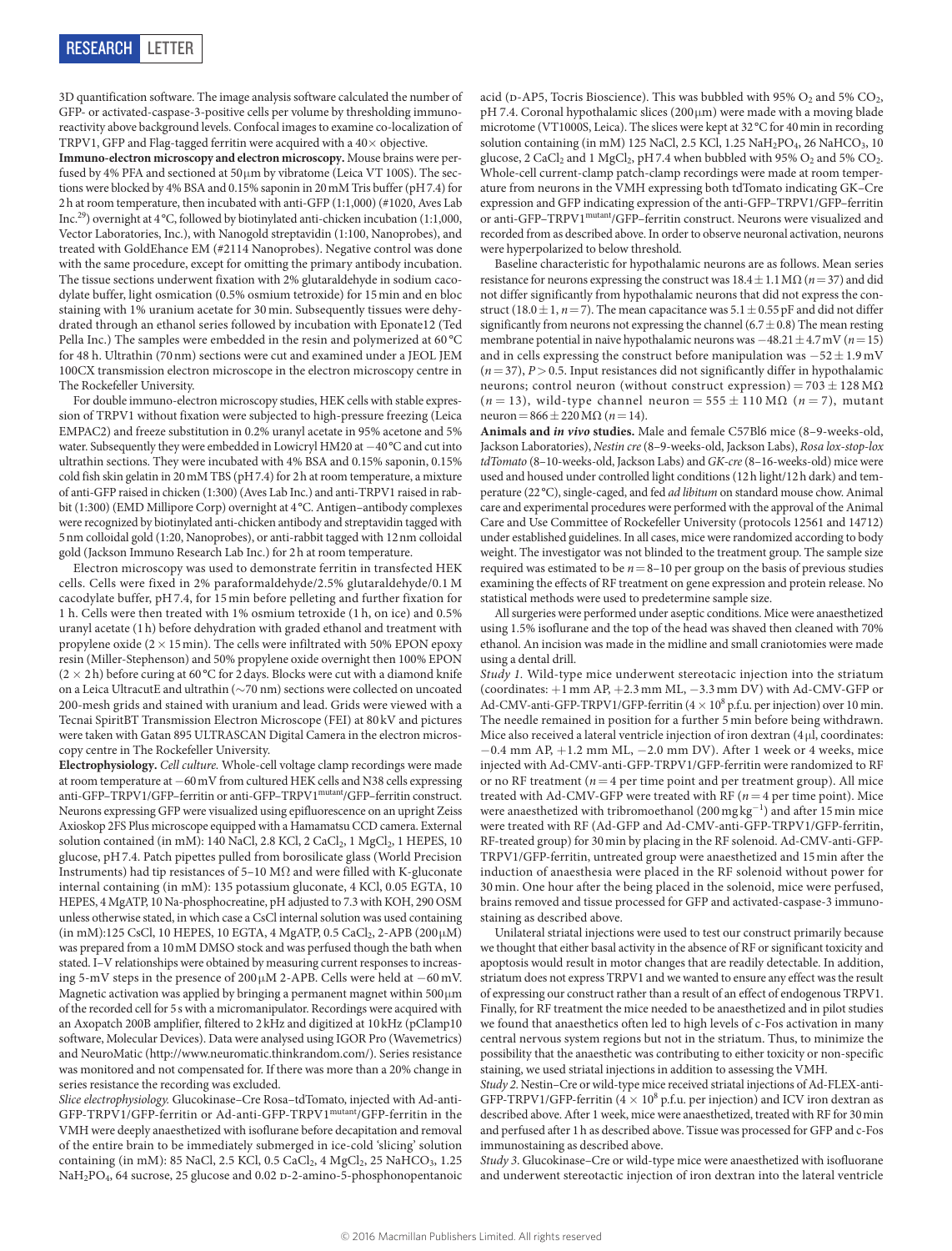3D quantification software. The image analysis software calculated the number of GFP- or activated-caspase-3-positive cells per volume by thresholding immunoreactivity above background levels. Confocal images to examine co-localization of TRPV1, GFP and Flag-tagged ferritin were acquired with a 40× objective.

**Immuno-electron microscopy and electron microscopy.** Mouse brains were perfused by 4% PFA and sectioned at 50 μm by vibratome (Leica VT 100S). The sections were blocked by 4% BSA and 0.15% saponin in 20 mM Tris buffer (pH 7.4) for 2 h at room temperature, then incubated with anti-GFP (1:1,000) (#1020, Aves Lab Inc.[29]) overnight at 4 °C, followed by biotinylated anti-chicken incubation (1:1,000, Vector Laboratories, Inc.), with Nanogold streptavidin (1:100, Nanoprobes), and treated with GoldEhance EM (#2114 Nanoprobes). Negative control was done with the same procedure, except for omitting the primary antibody incubation. The tissue sections underwent fixation with 2% glutaraldehyde in sodium cacodylate buffer, light osmication (0.5% osmium tetroxide) for 15 min and en bloc staining with 1% uranium acetate for 30 min. Subsequently tissues were dehydrated through an ethanol series followed by incubation with Eponate12 (Ted Pella Inc.) The samples were embedded in the resin and polymerized at 60 °C for 48 h. Ultrathin (70 nm) sections were cut and examined under a JEOL JEM 100CX transmission electron microscope in the electron microscopy centre in The Rockefeller University.

For double immuno-electron microscopy studies, HEK cells with stable expression of TRPV1 without fixation were subjected to high-pressure freezing (Leica EMPAC2) and freeze substitution in 0.2% uranyl acetate in 95% acetone and 5% water. Subsequently they were embedded in Lowicryl HM20 at −40 °C and cut into ultrathin sections. They were incubated with 4% BSA and 0.15% saponin, 0.15% cold fish skin gelatin in 20 mM TBS (pH 7.4) for 2 h at room temperature, a mixture of anti-GFP raised in chicken (1:300) (Aves Lab Inc.) and anti-TRPV1 raised in rabbit (1:300) (EMD Millipore Corp) overnight at 4 °C. Antigen–antibody complexes were recognized by biotinylated anti-chicken antibody and streptavidin tagged with 5 nm colloidal gold (1:20, Nanoprobes), or anti-rabbit tagged with 12 nm colloidal gold (Jackson Immuno Research Lab Inc.) for 2 h at room temperature.

Electron microscopy was used to demonstrate ferritin in transfected HEK cells. Cells were fixed in 2% paraformaldehyde/2.5% glutaraldehyde/0.1 M cacodylate buffer, pH 7.4, for 15 min before pelleting and further fixation for 1 h. Cells were then treated with 1% osmium tetroxide (1 h, on ice) and 0.5% uranyl acetate (1 h) before dehydration with graded ethanol and treatment with propylene oxide (2 × 15 min). The cells were infiltrated with 50% EPON epoxy resin (Miller-Stephenson) and 50% propylene oxide overnight then 100% EPON (2 × 2 h) before curing at 60 °C for 2 days. Blocks were cut with a diamond knife on a Leica UltracutE and ultrathin (~70 nm) sections were collected on uncoated 200-mesh grids and stained with uranium and lead. Grids were viewed with a Tecnai SpiritBT Transmission Electron Microscope (FEI) at 80 kV and pictures were taken with Gatan 895 ULTRASCAN Digital Camera in the electron microscopy centre in The Rockefeller University.

**Electrophysiology.** *Cell culture.* Whole-cell voltage clamp recordings were made at room temperature at −60 mV from cultured HEK cells and N38 cells expressing anti-GFP–TRPV1/GFP–ferritin or anti-GFP–TRPV1$^{mutant}$/GFP–ferritin construct. Neurons expressing GFP were visualized using epifluorescence on an upright Zeiss Axioskop 2FS Plus microscope equipped with a Hamamatsu CCD camera. External solution contained (in mM): 140 NaCl, 2.8 KCl, 2 $CaCl_2$, 1 $MgCl_2$, 1 HEPES, 10 glucose, pH 7.4. Patch pipettes pulled from borosilicate glass (World Precision Instruments) had tip resistances of 5–10 MΩ and were filled with K-gluconate internal containing (in mM): 135 potassium gluconate, 4 KCl, 0.05 EGTA, 10 HEPES, 4 MgATP, 10 Na-phosphocreatine, pH adjusted to 7.3 with KOH, 290 OSM unless otherwise stated, in which case a CsCl internal solution was used containing (in mM):125 CsCl, 10 HEPES, 10 EGTA, 4 MgATP, 0.5 $CaCl_2$, 2-APB (200 μM) was prepared from a 10 mM DMSO stock and was perfused though the bath when stated. I–V relationships were obtained by measuring current responses to increasing 5-mV steps in the presence of 200 μM 2-APB. Cells were held at −60 mV. Magnetic activation was applied by bringing a permanent magnet within 500 μm of the recorded cell for 5 s with a micromanipulator. Recordings were acquired with an Axopatch 200B amplifier, filtered to 2 kHz and digitized at 10 kHz (pClamp10 software, Molecular Devices). Data were analysed using IGOR Pro (Wavemetrics) and NeuroMatic (http://www.neuromatic.thinkrandom.com/). Series resistance was monitored and not compensated for. If there was more than a 20% change in series resistance the recording was excluded.

*Slice electrophysiology.* Glucokinase–Cre Rosa–tdTomato, injected with Ad-anti-GFP-TRPV1/GFP-ferritin or Ad-anti-GFP-TRPV1$^{mutant}$/GFP-ferritin in the VMH were deeply anaesthetized with isoflurane before decapitation and removal of the entire brain to be immediately submerged in ice-cold 'slicing' solution containing (in mM): 85 NaCl, 2.5 KCl, 0.5 $CaCl_2$, 4 $MgCl_2$, 25 $NaHCO_3$, 1.25 $NaH_2PO_4$, 64 sucrose, 25 glucose and 0.02 D-2-amino-5-phosphonopentanoic acid (D-AP5, Tocris Bioscience). This was bubbled with 95% $O_2$ and 5% $CO_2$, pH 7.4. Coronal hypothalamic slices (200 μm) were made with a moving blade microtome (VT1000S, Leica). The slices were kept at 32 °C for 40 min in recording solution containing (in mM) 125 NaCl, 2.5 KCl, 1.25 $NaH_2PO_4$, 26 $NaHCO_3$, 10 glucose, 2 $CaCl_2$ and 1 $MgCl_2$, pH 7.4 when bubbled with 95% $O_2$ and 5% $CO_2$. Whole-cell current-clamp patch-clamp recordings were made at room temperature from neurons in the VMH expressing both tdTomato indicating GK–Cre expression and GFP indicating expression of the anti-GFP–TRPV1/GFP–ferritin or anti-GFP–TRPV1$^{mutant}$/GFP–ferritin construct. Neurons were visualized and recorded from as described above. In order to observe neuronal activation, neurons were hyperpolarized to below threshold.

Baseline characteristic for hypothalamic neurons are as follows. Mean series resistance for neurons expressing the construct was 18.4 ± 1.1 MΩ ($n$ = 37) and did not differ significantly from hypothalamic neurons that did not express the construct (18.0 ± 1, $n$ = 7). The mean capacitance was 5.1 ± 0.55 pF and did not differ significantly from neurons not expressing the channel (6.7 ± 0.8) The mean resting membrane potential in naive hypothalamic neurons was −48.21 ± 4.7 mV ($n$ = 15) and in cells expressing the construct before manipulation was −52 ± 1.9 mV ($n$ = 37), $P > 0.5$. Input resistances did not significantly differ in hypothalamic neurons; control neuron (without construct expression) = 703 ± 128 MΩ ($n$ = 13), wild-type channel neuron = 555 ± 110 MΩ ($n$ = 7), mutant neuron = 866 ± 220 MΩ ($n$ = 14).

**Animals and *in vivo* studies.** Male and female C57Bl6 mice (8–9-weeks-old, Jackson Laboratories), *Nestin cre* (8–9-weeks-old, Jackson Labs), *Rosa lox-stop-lox tdTomato* (8–10-weeks-old, Jackson Labs) and *GK-cre* (8–16-weeks-old) mice were used and housed under controlled light conditions (12 h light/12 h dark) and temperature (22 °C), single-caged, and fed *ad libitum* on standard mouse chow. Animal care and experimental procedures were performed with the approval of the Animal Care and Use Committee of Rockefeller University (protocols 12561 and 14712) under established guidelines. In all cases, mice were randomized according to body weight. The investigator was not blinded to the treatment group. The sample size required was estimated to be $n$ = 8–10 per group on the basis of previous studies examining the effects of RF treatment on gene expression and protein release. No statistical methods were used to predetermine sample size.

All surgeries were performed under aseptic conditions. Mice were anaesthetized using 1.5% isoflurane and the top of the head was shaved then cleaned with 70% ethanol. An incision was made in the midline and small craniotomies were made using a dental drill.

*Study 1.* Wild-type mice underwent stereotacic injection into the striatum (coordinates: +1 mm AP, +2.3 mm ML, −3.3 mm DV) with Ad-CMV-GFP or Ad-CMV-anti-GFP-TRPV1/GFP-ferritin (4 × 10$^8$ p.f.u. per injection) over 10 min. The needle remained in position for a further 5 min before being withdrawn. Mice also received a lateral ventricle injection of iron dextran (4 μl, coordinates: −0.4 mm AP, +1.2 mm ML, −2.0 mm DV). After 1 week or 4 weeks, mice injected with Ad-CMV-anti-GFP-TRPV1/GFP-ferritin were randomized to RF or no RF treatment ($n$ = 4 per time point and per treatment group). All mice treated with Ad-CMV-GFP were treated with RF ($n$ = 4 per time point). Mice were anaesthetized with tribromoethanol (200 mg kg$^{-1}$) and after 15 min mice were treated with RF (Ad-GFP and Ad-CMV-anti-GFP-TRPV1/GFP-ferritin, RF-treated group) for 30 min by placing in the RF solenoid. Ad-CMV-anti-GFP-TRPV1/GFP-ferritin, untreated group were anaesthetized and 15 min after the induction of anaesthesia were placed in the RF solenoid without power for 30 min. One hour after the being placed in the solenoid, mice were perfused, brains removed and tissue processed for GFP and activated-caspase-3 immunostaining as described above.

Unilateral striatal injections were used to test our construct primarily because we thought that either basal activity in the absence of RF or significant toxicity and apoptosis would result in motor changes that are readily detectable. In addition, striatum does not express TRPV1 and we wanted to ensure any effect was the result of expressing our construct rather than a result of an effect of endogenous TRPV1. Finally, for RF treatment the mice needed to be anaesthetized and in pilot studies we found that anaesthetics often led to high levels of c-Fos activation in many central nervous system regions but not in the striatum. Thus, to minimize the possibility that the anaesthetic was contributing to either toxicity or non-specific staining, we used striatal injections in addition to assessing the VMH.

*Study 2.* Nestin–Cre or wild-type mice received striatal injections of Ad-FLEX-anti-GFP-TRPV1/GFP-ferritin (4 × 10$^8$ p.f.u. per injection) and ICV iron dextran as described above. After 1 week, mice were anaesthetized, treated with RF for 30 min and perfused after 1 h as described above. Tissue was processed for GFP and c-Fos immunostaining as described above.

*Study 3.* Glucokinase–Cre or wild-type mice were anaesthetized with isoflurane and underwent stereotacic injection of iron dextran into the lateral ventricle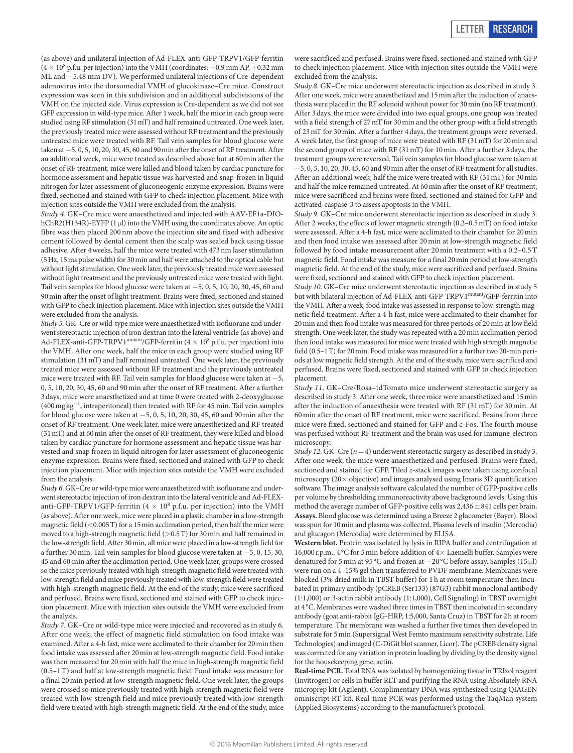(as above) and unilateral injection of Ad-FLEX-anti-GFP-TRPV1/GFP-ferritin ($4 \times 10^8$ p.f.u. per injection) into the VMH (coordinates: −0.9 mm AP, +0.32 mm ML and −5.48 mm DV). We performed unilateral injections of Cre-dependent adenovirus into the dorsomedial VMH of glucokinase–Cre mice. Construct expression was seen in this subdivision and in additional subdivisions of the VMH on the injected side. Virus expression is Cre-dependent as we did not see GFP expression in wild-type mice. After 1 week, half the mice in each group were studied using RF stimulation (31 mT) and half remained untreated. One week later, the previously treated mice were assessed without RF treatment and the previously untreated mice were treated with RF. Tail vein samples for blood glucose were taken at −5, 0, 5, 10, 20, 30, 45, 60 and 90 min after the onset of RF treatment. After an additional week, mice were treated as described above but at 60 min after the onset of RF treatment, mice were killed and blood taken by cardiac puncture for hormone assessment and hepatic tissue was harvested and snap-frozen in liquid nitrogen for later assessment of gluconeogenic enzyme expression. Brains were fixed, sectioned and stained with GFP to check injection placement. Mice with injection sites outside the VMH were excluded from the analysis.

*Study 4*. GK–Cre mice were anaesthetized and injected with AAV-EF1a-DIO-hChR2(H134R)-EYFP (1 μl) into the VMH using the coordinates above. An optic fibre was then placed 200 nm above the injection site and fixed with adhesive cement followed by dental cement then the scalp was sealed back using tissue adhesive. After 4 weeks, half the mice were treated with 473 nm laser stimulation (5 Hz, 15 ms pulse width) for 30 min and half were attached to the optical cable but without light stimulation. One week later, the previously treated mice were assessed without light treatment and the previously untreated mice were treated with light. Tail vein samples for blood glucose were taken at −5, 0, 5, 10, 20, 30, 45, 60 and 90 min after the onset of light treatment. Brains were fixed, sectioned and stained with GFP to check injection placement. Mice with injection sites outside the VMH were excluded from the analysis.

*Study 5*. GK–Cre or wild-type mice were anaesthetized with isofluorane and underwent stereotactic injection of iron dextran into the lateral ventricle (as above) and Ad-FLEX-anti-GFP-TRPV1$^{mutant}$/GFP-ferritin ($4 \times 10^8$ p.f.u. per injection) into the VMH. After one week, half the mice in each group were studied using RF stimulation (31 mT) and half remained untreated. One week later, the previously treated mice were assessed without RF treatment and the previously untreated mice were treated with RF. Tail vein samples for blood glucose were taken at −5, 0, 5, 10, 20, 30, 45, 60 and 90 min after the onset of RF treatment. After a further 3 days, mice were anaesthetized and at time 0 were treated with 2-deoxyglucose (400 mg kg$^{-1}$, intraperitoneal) then treated with RF for 45 min. Tail vein samples for blood glucose were taken at −5, 0, 5, 10, 20, 30, 45, 60 and 90 min after the onset of RF treatment. One week later, mice were anaesthetized and RF treated (31 mT) and at 60 min after the onset of RF treatment, they were killed and blood taken by cardiac puncture for hormone assessment and hepatic tissue was harvested and snap frozen in liquid nitrogen for later assessment of gluconeogenic enzyme expression. Brains were fixed, sectioned and stained with GFP to check injection placement. Mice with injection sites outside the VMH were excluded from the analysis.

*Study 6*. GK–Cre or wild-type mice were anaesthetized with isofluorane and underwent stereotactic injection of iron dextran into the lateral ventricle and Ad-FLEX-anti-GFP-TRPV1/GFP-ferritin ($4 \times 10^8$ p.f.u. per injection) into the VMH (as above). After one week, mice were placed in a plastic chamber in a low-strength magnetic field (<0.005 T) for a 15 min acclimation period, then half the mice were moved to a high-strength magnetic field (>0.5 T) for 30 min and half remained in the low-strength field. After 30 min, all mice were placed in a low-strength field for a further 30 min. Tail vein samples for blood glucose were taken at −5, 0, 15, 30, 45 and 60 min after the acclimation period. One week later, groups were crossed so the mice previously treated with high-strength magnetic field were treated with low-strength field and mice previously treated with low-strength field were treated with high-strength magnetic field. At the end of the study, mice were sacrificed and perfused. Brains were fixed, sectioned and stained with GFP to check injection placement. Mice with injection sites outside the VMH were excluded from the analysis.

*Study 7*. GK–Cre or wild-type mice were injected and recovered as in study 6. After one week, the effect of magnetic field stimulation on food intake was examined. After a 4-h fast, mice were acclimated to their chamber for 20 min then food intake was assessed after 20 min at low-strength magnetic field. Food intake was then measured for 20 min with half the mice in high-strength magnetic field (0.5–1 T) and half at low-strength magnetic field. Food intake was measure for a final 20 min period at low-strength magnetic field. One week later, the groups were crossed so mice previously treated with high-strength magnetic field were treated with low-strength field and mice previously treated with low-strength field were treated with high-strength magnetic field. At the end of the study, mice were sacrificed and perfused. Brains were fixed, sectioned and stained with GFP to check injection placement. Mice with injection sites outside the VMH were excluded from the analysis.

*Study 8*. GK–Cre mice underwent stereotactic injection as described in study 3. After one week, mice were anaesthetized and 15 min after the induction of anaesthesia were placed in the RF solenoid without power for 30 min (no RF treatment). After 3 days, the mice were divided into two equal groups, one group was treated with a field strength of 27 mT for 30 min and the other group with a field strength of 23 mT for 30 min. After a further 4 days, the treatment groups were reversed. A week later, the first group of mice were treated with RF (31 mT) for 20 min and the second group of mice with RF (31 mT) for 10 min. After a further 3 days, the treatment groups were reversed. Tail vein samples for blood glucose were taken at −5, 0, 5, 10, 20, 30, 45, 60 and 90 min after the onset of RF treatment for all studies. After an additional week, half the mice were treated with RF (31 mT) for 30 min and half the mice remained untreated. At 60 min after the onset of RF treatment, mice were sacrificed and brains were fixed, sectioned and stained for GFP and activated-caspase-3 to assess apoptosis in the VMH.

*Study 9*. GK–Cre mice underwent stereotactic injection as described in study 3. After 2 weeks, the effects of lower magnetic strength (0.2–0.5 mT) on food intake were assessed. After a 4-h fast, mice were acclimated to their chamber for 20 min and then food intake was assessed after 20 min at low-strength magnetic field followed by food intake measurement after 20 min treatment with a 0.2–0.5 T magnetic field. Food intake was measure for a final 20 min period at low-strength magnetic field. At the end of the study, mice were sacrificed and perfused. Brains were fixed, sectioned and stained with GFP to check injection placement.

*Study 10*. GK–Cre mice underwent stereotactic injection as described in study 5 but with bilateral injection of Ad-FLEX-anti-GFP-TRPV1$^{mutant}$/GFP-ferritin into the VMH. After a week, food intake was assessed in response to low-strength magnetic field treatment. After a 4-h fast, mice were acclimated to their chamber for 20 min and then food intake was measured for three periods of 20 min at low field strength. One week later, the study was repeated with a 20 min acclimation period then food intake was measured for mice were treated with high strength magnetic field (0.5–1 T) for 20 min. Food intake was measured for a further two 20-min periods at low magnetic field strength. At the end of the study, mice were sacrificed and perfused. Brains were fixed, sectioned and stained with GFP to check injection placement.

*Study 11*. GK–Cre/Rosa–tdTomato mice underwent stereotactic surgery as described in study 3. After one week, three mice were anaesthetized and 15 min after the induction of anaesthesia were treated with RF (31 mT) for 30 min. At 60 min after the onset of RF treatment, mice were sacrificed. Brains from three mice were fixed, sectioned and stained for GFP and c-Fos. The fourth mouse was perfused without RF treatment and the brain was used for immune-electron microscopy.

*Study 12*. GK–Cre ($n = 4$) underwent stereotactic surgery as described in study 3. After one week, the mice were anaesthetized and perfused. Brains were fixed, sectioned and stained for GFP. Tiled *z*-stack images were taken using confocal microscopy (20× objective) and images analysed using Imaris 3D quantification software. The image analysis software calculated the number of GFP-positive cells per volume by thresholding immunoreactivity above background levels. Using this method the average number of GFP-positive cells was 2,436 ± 841 cells per brain.

**Assays.** Blood glucose was determined using a Breeze 2 glucometer (Bayer). Blood was spun for 10 min and plasma was collected. Plasma levels of insulin (Mercodia) and glucagon (Mercodia) were determined by ELISA.

**Western blot.** Protein was isolated by lysis in RIPA buffer and centrifugation at 16,000 r.p.m., 4 °C for 5 min before addition of 4× Laemelli buffer. Samples were denatured for 5 min at 95 °C and frozen at −20 °C before assay. Samples (15 μl) were run on a 4–15% gel then transferred to PVDF membrane. Membranes were blocked (3% dried milk in TBST buffer) for 1 h at room temperature then incubated in primary antibody (pCREB (Ser133) (87G3) rabbit monoclonal antibody (1:1,000) or β-actin rabbit antibody (1:1,000), Cell Signaling) in TBST overnight at 4 °C. Membranes were washed three times in TBST then incubated in secondary antibody (goat anti-rabbit IgG-HRP, 1:5,000, Santa Cruz) in TBST for 2 h at room temperature. The membrane was washed a further five times then developed in substrate for 5 min (Supersignal West Femto maximum sensitivity substrate, Life Technologies) and imaged (C-DiGit blot scanner, Licor). The pCREB density signal was corrected for any variation in protein loading by dividing by the density signal for the housekeeping gene, actin.

**Real-time PCR.** Total RNA was isolated by homogenizing tissue in TRIzol reagent (Invitrogen) or cells in buffer RLT and purifying the RNA using Absolutely RNA microprep kit (Agilent). Complimentary DNA was synthesized using QIAGEN omniscript RT kit. Real-time PCR was performed using the TaqMan system (Applied Biosystems) according to the manufacturer's protocol.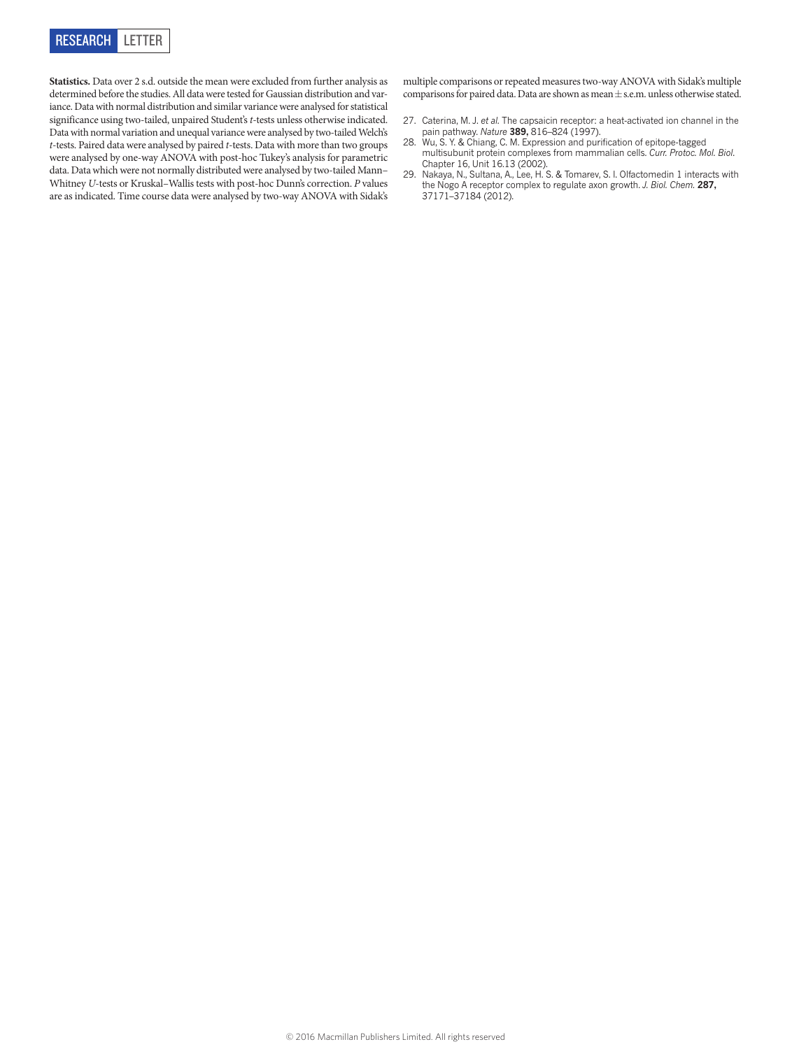**Statistics.** Data over 2 s.d. outside the mean were excluded from further analysis as determined before the studies. All data were tested for Gaussian distribution and variance. Data with normal distribution and similar variance were analysed for statistical significance using two-tailed, unpaired Student's *t*-tests unless otherwise indicated. Data with normal variation and unequal variance were analysed by two-tailed Welch's *t*-tests. Paired data were analysed by paired *t*-tests. Data with more than two groups were analysed by one-way ANOVA with post-hoc Tukey's analysis for parametric data. Data which were not normally distributed were analysed by two-tailed Mann–Whitney *U*-tests or Kruskal–Wallis tests with post-hoc Dunn's correction. *P* values are as indicated. Time course data were analysed by two-way ANOVA with Sidak's multiple comparisons or repeated measures two-way ANOVA with Sidak's multiple comparisons for paired data. Data are shown as mean ± s.e.m. unless otherwise stated.

27. Caterina, M. J. *et al.* The capsaicin receptor: a heat-activated ion channel in the pain pathway. *Nature* **389,** 816–824 (1997).
28. Wu, S. Y. & Chiang, C. M. Expression and purification of epitope-tagged multisubunit protein complexes from mammalian cells. *Curr. Protoc. Mol. Biol.* Chapter 16, Unit 16.13 (2002).
29. Nakaya, N., Sultana, A., Lee, H. S. & Tomarev, S. I. Olfactomedin 1 interacts with the Nogo A receptor complex to regulate axon growth. *J. Biol. Chem.* **287,** 37171–37184 (2012).